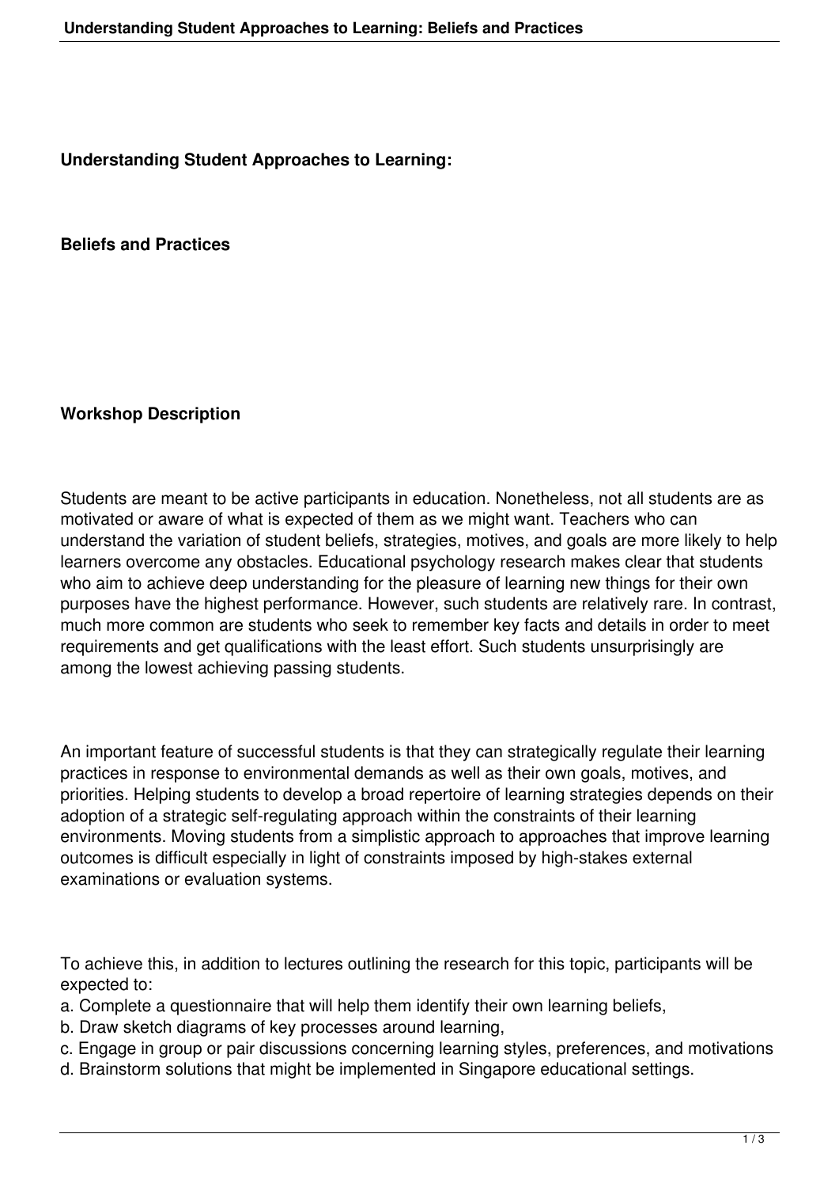# Understanding Student Approaches to Learning:

## Beliefs and Practices

### Workshop Description

Students are meant to be active participants in education. Nonetheless, not all students are as motivated or aware of what is expected of them as we might want. Teachers who can understand the variation of student beliefs, strategies, motives, and goals are more likely to help learners overcome any obstacles. Educational psychology research makes clear that students who aim to achieve deep understanding for the pleasure of learning new things for their own purposes have the highest performance. However, such students are relatively rare. In contrast, much more common are students who seek to remember key facts and details in order to meet requirements and get qualifications with the least effort. Such students unsurprisingly are among the lowest achieving passing students.

An important feature of successful students is that they can strategically regulate their learning practices in response to environmental demands as well as their own goals, motives, and priorities. Helping students to develop a broad repertoire of learning strategies depends on their adoption of a strategic self-regulating approach within the constraints of their learning environments. Moving students from a simplistic approach to approaches that improve learning outcomes is difficult especially in light of constraints imposed by high-stakes external examinations or evaluation systems.

To achieve this, in addition to lectures outlining the research for this topic, participants will be expected to:

a. Complete a questionnaire that will help them identify their own learning beliefs,
b. Draw sketch diagrams of key processes around learning,
c. Engage in group or pair discussions concerning learning styles, preferences, and motivations
d. Brainstorm solutions that might be implemented in Singapore educational settings.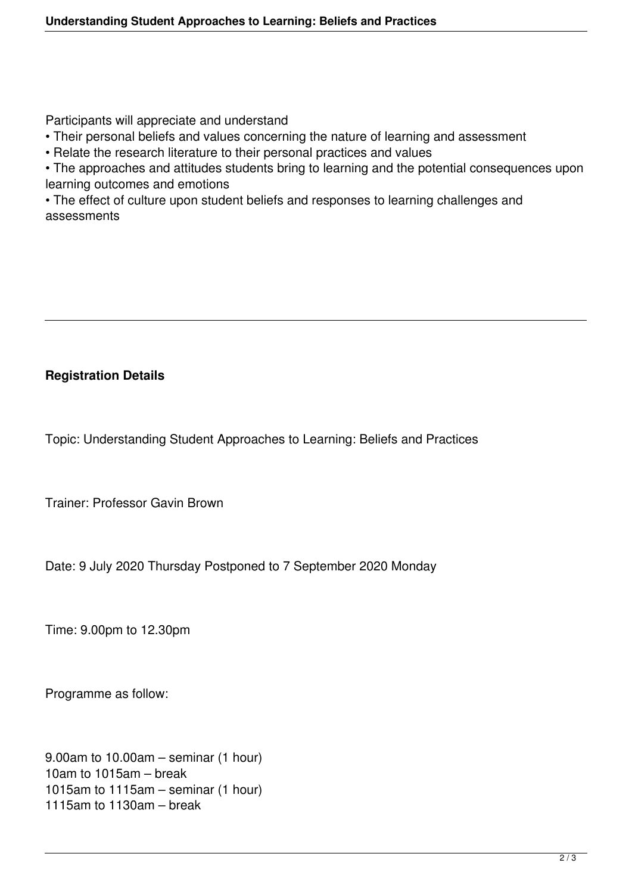Participants will appreciate and understand

- Their personal beliefs and values concerning the nature of learning and assessment
- Relate the research literature to their personal practices and values
- The approaches and attitudes students bring to learning and the potential consequences upon learning outcomes and emotions
- The effect of culture upon student beliefs and responses to learning challenges and assessments

---

**Registration Details**

Topic: Understanding Student Approaches to Learning: Beliefs and Practices

Trainer: Professor Gavin Brown

Date: 9 July 2020 Thursday Postponed to 7 September 2020 Monday

Time: 9.00pm to 12.30pm

Programme as follow:

9.00am to 10.00am – seminar (1 hour)
10am to 1015am – break
1015am to 1115am – seminar (1 hour)
1115am to 1130am – break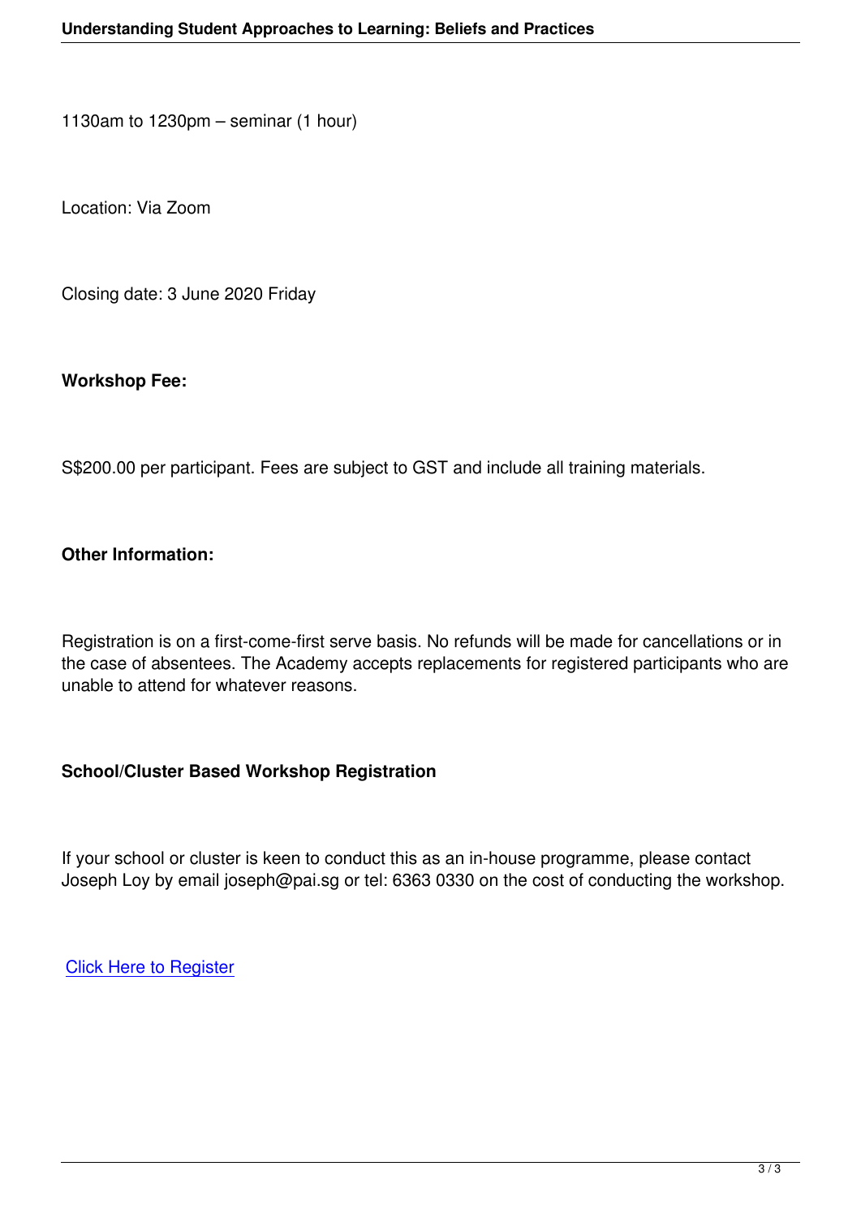1130am to 1230pm – seminar (1 hour)

Location: Via Zoom

Closing date: 3 June 2020 Friday

**Workshop Fee:**

S$200.00 per participant. Fees are subject to GST and include all training materials.

**Other Information:**

Registration is on a first-come-first serve basis. No refunds will be made for cancellations or in the case of absentees. The Academy accepts replacements for registered participants who are unable to attend for whatever reasons.

**School/Cluster Based Workshop Registration**

If your school or cluster is keen to conduct this as an in-house programme, please contact Joseph Loy by email joseph@pai.sg or tel: 6363 0330 on the cost of conducting the workshop.

Click Here to Register